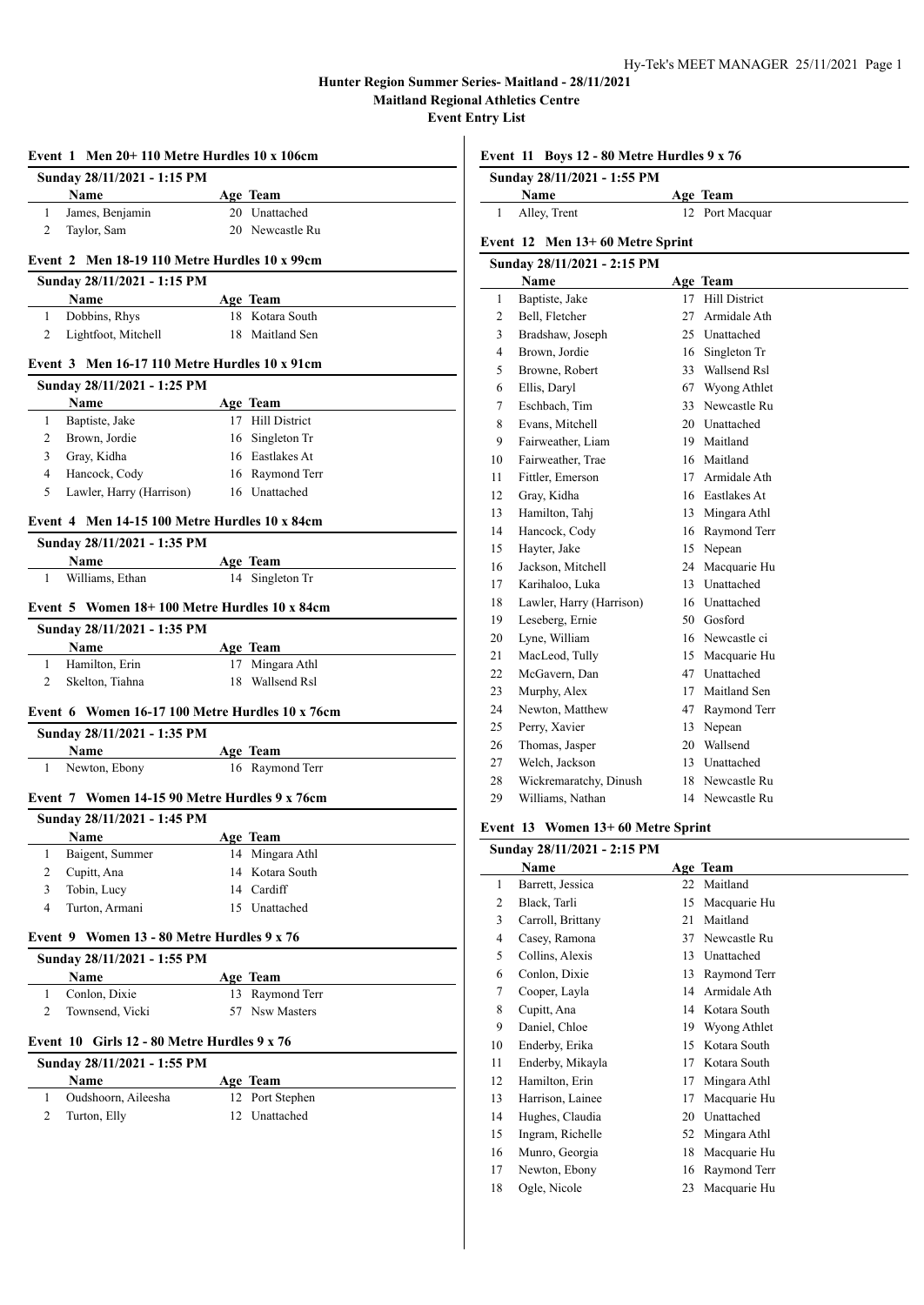# Hunter Region Summer Series- Maitland - 28/11/2021

## Maitland Regional Athletics Centre

## Event Entry List

### Event 1 Men 20+ 110 Metre Hurdles 10 x 106cm

Sunday 28/11/2021 - 1:15 PM

| | Name | Age | Team |
|---|---|---|---|
| 1 | James, Benjamin | 20 | Unattached |
| 2 | Taylor, Sam | 20 | Newcastle Ru |

### Event 2 Men 18-19 110 Metre Hurdles 10 x 99cm

Sunday 28/11/2021 - 1:15 PM

| | Name | Age | Team |
|---|---|---|---|
| 1 | Dobbins, Rhys | 18 | Kotara South |
| 2 | Lightfoot, Mitchell | 18 | Maitland Sen |

### Event 3 Men 16-17 110 Metre Hurdles 10 x 91cm

Sunday 28/11/2021 - 1:25 PM

| | Name | Age | Team |
|---|---|---|---|
| 1 | Baptiste, Jake | 17 | Hill District |
| 2 | Brown, Jordie | 16 | Singleton Tr |
| 3 | Gray, Kidha | 16 | Eastlakes At |
| 4 | Hancock, Cody | 16 | Raymond Terr |
| 5 | Lawler, Harry (Harrison) | 16 | Unattached |

### Event 4 Men 14-15 100 Metre Hurdles 10 x 84cm

Sunday 28/11/2021 - 1:35 PM

| | Name | Age | Team |
|---|---|---|---|
| 1 | Williams, Ethan | 14 | Singleton Tr |

### Event 5 Women 18+ 100 Metre Hurdles 10 x 84cm

Sunday 28/11/2021 - 1:35 PM

| | Name | Age | Team |
|---|---|---|---|
| 1 | Hamilton, Erin | 17 | Mingara Athl |
| 2 | Skelton, Tiahna | 18 | Wallsend Rsl |

### Event 6 Women 16-17 100 Metre Hurdles 10 x 76cm

Sunday 28/11/2021 - 1:35 PM

| | Name | Age | Team |
|---|---|---|---|
| 1 | Newton, Ebony | 16 | Raymond Terr |

### Event 7 Women 14-15 90 Metre Hurdles 9 x 76cm

Sunday 28/11/2021 - 1:45 PM

| | Name | Age | Team |
|---|---|---|---|
| 1 | Baigent, Summer | 14 | Mingara Athl |
| 2 | Cupitt, Ana | 14 | Kotara South |
| 3 | Tobin, Lucy | 14 | Cardiff |
| 4 | Turton, Armani | 15 | Unattached |

### Event 9 Women 13 - 80 Metre Hurdles 9 x 76

Sunday 28/11/2021 - 1:55 PM

| | Name | Age | Team |
|---|---|---|---|
| 1 | Conlon, Dixie | 13 | Raymond Terr |
| 2 | Townsend, Vicki | 57 | Nsw Masters |

### Event 10 Girls 12 - 80 Metre Hurdles 9 x 76

Sunday 28/11/2021 - 1:55 PM

| | Name | Age | Team |
|---|---|---|---|
| 1 | Oudshoorn, Aileesha | 12 | Port Stephen |
| 2 | Turton, Elly | 12 | Unattached |

### Event 11 Boys 12 - 80 Metre Hurdles 9 x 76

Sunday 28/11/2021 - 1:55 PM

| | Name | Age | Team |
|---|---|---|---|
| 1 | Alley, Trent | 12 | Port Macquar |

### Event 12 Men 13+ 60 Metre Sprint

Sunday 28/11/2021 - 2:15 PM

| | Name | Age | Team |
|---|---|---|---|
| 1 | Baptiste, Jake | 17 | Hill District |
| 2 | Bell, Fletcher | 27 | Armidale Ath |
| 3 | Bradshaw, Joseph | 25 | Unattached |
| 4 | Brown, Jordie | 16 | Singleton Tr |
| 5 | Browne, Robert | 33 | Wallsend Rsl |
| 6 | Ellis, Daryl | 67 | Wyong Athlet |
| 7 | Eschbach, Tim | 33 | Newcastle Ru |
| 8 | Evans, Mitchell | 20 | Unattached |
| 9 | Fairweather, Liam | 19 | Maitland |
| 10 | Fairweather, Trae | 16 | Maitland |
| 11 | Fittler, Emerson | 17 | Armidale Ath |
| 12 | Gray, Kidha | 16 | Eastlakes At |
| 13 | Hamilton, Tahj | 13 | Mingara Athl |
| 14 | Hancock, Cody | 16 | Raymond Terr |
| 15 | Hayter, Jake | 15 | Nepean |
| 16 | Jackson, Mitchell | 24 | Macquarie Hu |
| 17 | Karihaloo, Luka | 13 | Unattached |
| 18 | Lawler, Harry (Harrison) | 16 | Unattached |
| 19 | Leseberg, Ernie | 50 | Gosford |
| 20 | Lyne, William | 16 | Newcastle ci |
| 21 | MacLeod, Tully | 15 | Macquarie Hu |
| 22 | McGavern, Dan | 47 | Unattached |
| 23 | Murphy, Alex | 17 | Maitland Sen |
| 24 | Newton, Matthew | 47 | Raymond Terr |
| 25 | Perry, Xavier | 13 | Nepean |
| 26 | Thomas, Jasper | 20 | Wallsend |
| 27 | Welch, Jackson | 13 | Unattached |
| 28 | Wickremaratchy, Dinush | 18 | Newcastle Ru |
| 29 | Williams, Nathan | 14 | Newcastle Ru |

### Event 13 Women 13+ 60 Metre Sprint

Sunday 28/11/2021 - 2:15 PM

| | Name | Age | Team |
|---|---|---|---|
| 1 | Barrett, Jessica | 22 | Maitland |
| 2 | Black, Tarli | 15 | Macquarie Hu |
| 3 | Carroll, Brittany | 21 | Maitland |
| 4 | Casey, Ramona | 37 | Newcastle Ru |
| 5 | Collins, Alexis | 13 | Unattached |
| 6 | Conlon, Dixie | 13 | Raymond Terr |
| 7 | Cooper, Layla | 14 | Armidale Ath |
| 8 | Cupitt, Ana | 14 | Kotara South |
| 9 | Daniel, Chloe | 19 | Wyong Athlet |
| 10 | Enderby, Erika | 15 | Kotara South |
| 11 | Enderby, Mikayla | 17 | Kotara South |
| 12 | Hamilton, Erin | 17 | Mingara Athl |
| 13 | Harrison, Lainee | 17 | Macquarie Hu |
| 14 | Hughes, Claudia | 20 | Unattached |
| 15 | Ingram, Richelle | 52 | Mingara Athl |
| 16 | Munro, Georgia | 18 | Macquarie Hu |
| 17 | Newton, Ebony | 16 | Raymond Terr |
| 18 | Ogle, Nicole | 23 | Macquarie Hu |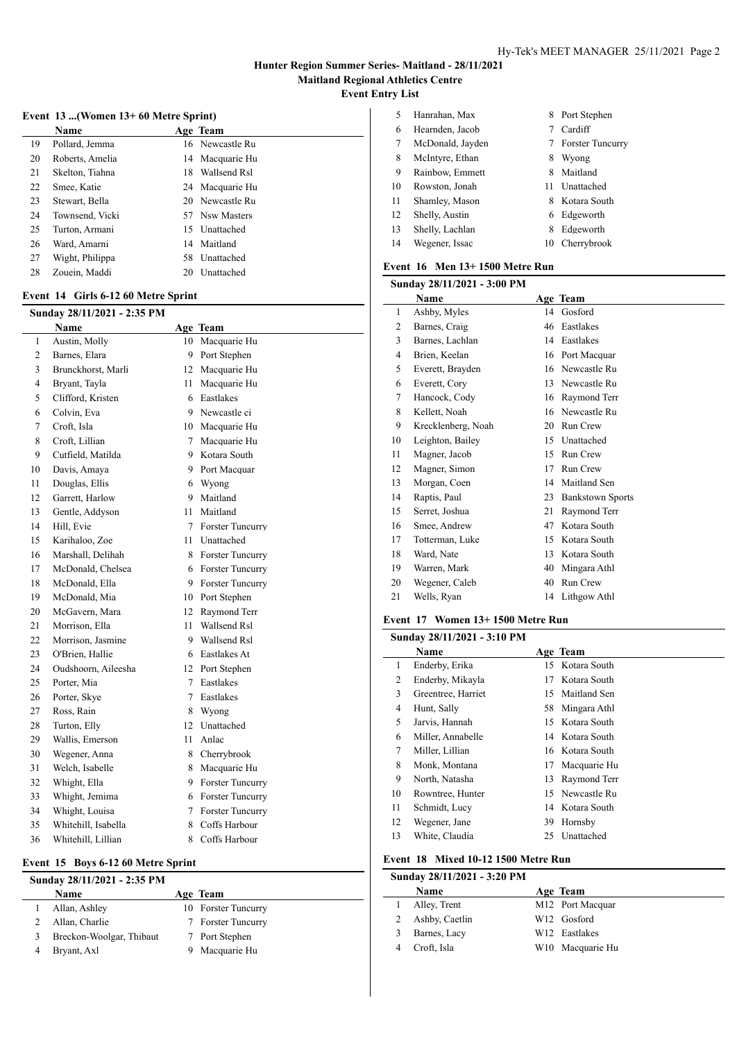# Hunter Region Summer Series- Maitland - 28/11/2021

## Maitland Regional Athletics Centre

## Event Entry List

### Event 13 ...(Women 13+ 60 Metre Sprint)

| | Name | Age | Team |
|---|---|---|---|
| 19 | Pollard, Jemma | 16 | Newcastle Ru |
| 20 | Roberts, Amelia | 14 | Macquarie Hu |
| 21 | Skelton, Tiahna | 18 | Wallsend Rsl |
| 22 | Smee, Katie | 24 | Macquarie Hu |
| 23 | Stewart, Bella | 20 | Newcastle Ru |
| 24 | Townsend, Vicki | 57 | Nsw Masters |
| 25 | Turton, Armani | 15 | Unattached |
| 26 | Ward, Amarni | 14 | Maitland |
| 27 | Wight, Philippa | 58 | Unattached |
| 28 | Zouein, Maddi | 20 | Unattached |

### Event 14 Girls 6-12 60 Metre Sprint

**Sunday 28/11/2021 - 2:35 PM**

| | Name | Age | Team |
|---|---|---|---|
| 1 | Austin, Molly | 10 | Macquarie Hu |
| 2 | Barnes, Elara | 9 | Port Stephen |
| 3 | Brunckhorst, Marli | 12 | Macquarie Hu |
| 4 | Bryant, Tayla | 11 | Macquarie Hu |
| 5 | Clifford, Kristen | 6 | Eastlakes |
| 6 | Colvin, Eva | 9 | Newcastle ci |
| 7 | Croft, Isla | 10 | Macquarie Hu |
| 8 | Croft, Lillian | 7 | Macquarie Hu |
| 9 | Cutfield, Matilda | 9 | Kotara South |
| 10 | Davis, Amaya | 9 | Port Macquar |
| 11 | Douglas, Ellis | 6 | Wyong |
| 12 | Garrett, Harlow | 9 | Maitland |
| 13 | Gentle, Addyson | 11 | Maitland |
| 14 | Hill, Evie | 7 | Forster Tuncurry |
| 15 | Karihaloo, Zoe | 11 | Unattached |
| 16 | Marshall, Delihah | 8 | Forster Tuncurry |
| 17 | McDonald, Chelsea | 6 | Forster Tuncurry |
| 18 | McDonald, Ella | 9 | Forster Tuncurry |
| 19 | McDonald, Mia | 10 | Port Stephen |
| 20 | McGavern, Mara | 12 | Raymond Terr |
| 21 | Morrison, Ella | 11 | Wallsend Rsl |
| 22 | Morrison, Jasmine | 9 | Wallsend Rsl |
| 23 | O'Brien, Hallie | 6 | Eastlakes At |
| 24 | Oudshoorn, Aileesha | 12 | Port Stephen |
| 25 | Porter, Mia | 7 | Eastlakes |
| 26 | Porter, Skye | 7 | Eastlakes |
| 27 | Ross, Rain | 8 | Wyong |
| 28 | Turton, Elly | 12 | Unattached |
| 29 | Wallis, Emerson | 11 | Anlac |
| 30 | Wegener, Anna | 8 | Cherrybrook |
| 31 | Welch, Isabelle | 8 | Macquarie Hu |
| 32 | Whight, Ella | 9 | Forster Tuncurry |
| 33 | Whight, Jemima | 6 | Forster Tuncurry |
| 34 | Whight, Louisa | 7 | Forster Tuncurry |
| 35 | Whitehill, Isabella | 8 | Coffs Harbour |
| 36 | Whitehill, Lillian | 8 | Coffs Harbour |

### Event 15 Boys 6-12 60 Metre Sprint

**Sunday 28/11/2021 - 2:35 PM**

| | Name | Age | Team |
|---|---|---|---|
| 1 | Allan, Ashley | 10 | Forster Tuncurry |
| 2 | Allan, Charlie | 7 | Forster Tuncurry |
| 3 | Breckon-Woolgar, Thibaut | 7 | Port Stephen |
| 4 | Bryant, Axl | 9 | Macquarie Hu |
| 5 | Hanrahan, Max | 8 | Port Stephen |
| 6 | Hearnden, Jacob | 7 | Cardiff |
| 7 | McDonald, Jayden | 7 | Forster Tuncurry |
| 8 | McIntyre, Ethan | 8 | Wyong |
| 9 | Rainbow, Emmett | 8 | Maitland |
| 10 | Rowston, Jonah | 11 | Unattached |
| 11 | Shamley, Mason | 8 | Kotara South |
| 12 | Shelly, Austin | 6 | Edgeworth |
| 13 | Shelly, Lachlan | 8 | Edgeworth |
| 14 | Wegener, Issac | 10 | Cherrybrook |

### Event 16 Men 13+ 1500 Metre Run

**Sunday 28/11/2021 - 3:00 PM**

| | Name | Age | Team |
|---|---|---|---|
| 1 | Ashby, Myles | 14 | Gosford |
| 2 | Barnes, Craig | 46 | Eastlakes |
| 3 | Barnes, Lachlan | 14 | Eastlakes |
| 4 | Brien, Keelan | 16 | Port Macquar |
| 5 | Everett, Brayden | 16 | Newcastle Ru |
| 6 | Everett, Cory | 13 | Newcastle Ru |
| 7 | Hancock, Cody | 16 | Raymond Terr |
| 8 | Kellett, Noah | 16 | Newcastle Ru |
| 9 | Krecklenberg, Noah | 20 | Run Crew |
| 10 | Leighton, Bailey | 15 | Unattached |
| 11 | Magner, Jacob | 15 | Run Crew |
| 12 | Magner, Simon | 17 | Run Crew |
| 13 | Morgan, Coen | 14 | Maitland Sen |
| 14 | Raptis, Paul | 23 | Bankstown Sports |
| 15 | Serret, Joshua | 21 | Raymond Terr |
| 16 | Smee, Andrew | 47 | Kotara South |
| 17 | Totterman, Luke | 15 | Kotara South |
| 18 | Ward, Nate | 13 | Kotara South |
| 19 | Warren, Mark | 40 | Mingara Athl |
| 20 | Wegener, Caleb | 40 | Run Crew |
| 21 | Wells, Ryan | 14 | Lithgow Athl |

### Event 17 Women 13+ 1500 Metre Run

**Sunday 28/11/2021 - 3:10 PM**

| | Name | Age | Team |
|---|---|---|---|
| 1 | Enderby, Erika | 15 | Kotara South |
| 2 | Enderby, Mikayla | 17 | Kotara South |
| 3 | Greentree, Harriet | 15 | Maitland Sen |
| 4 | Hunt, Sally | 58 | Mingara Athl |
| 5 | Jarvis, Hannah | 15 | Kotara South |
| 6 | Miller, Annabelle | 14 | Kotara South |
| 7 | Miller, Lillian | 16 | Kotara South |
| 8 | Monk, Montana | 17 | Macquarie Hu |
| 9 | North, Natasha | 13 | Raymond Terr |
| 10 | Rowntree, Hunter | 15 | Newcastle Ru |
| 11 | Schmidt, Lucy | 14 | Kotara South |
| 12 | Wegener, Jane | 39 | Hornsby |
| 13 | White, Claudia | 25 | Unattached |

### Event 18 Mixed 10-12 1500 Metre Run

**Sunday 28/11/2021 - 3:20 PM**

| | Name | Age | Team |
|---|---|---|---|
| 1 | Alley, Trent | M12 | Port Macquar |
| 2 | Ashby, Caetlin | W12 | Gosford |
| 3 | Barnes, Lacy | W12 | Eastlakes |
| 4 | Croft, Isla | W10 | Macquarie Hu |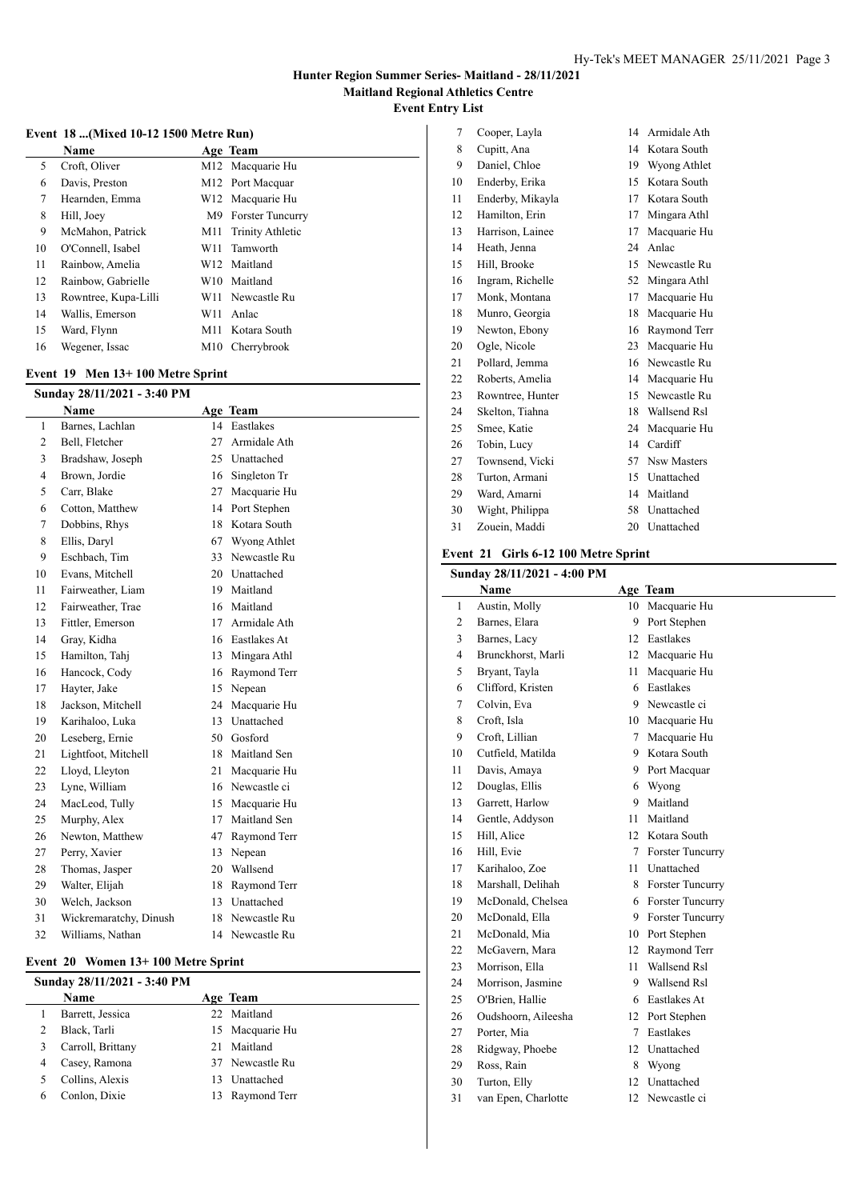**Hunter Region Summer Series- Maitland - 28/11/2021**
**Maitland Regional Athletics Centre**
**Event Entry List**

### Event 18 ...(Mixed 10-12 1500 Metre Run)

| | Name | Age | Team |
|---|---|---|---|
| 5 | Croft, Oliver | M12 | Macquarie Hu |
| 6 | Davis, Preston | M12 | Port Macquar |
| 7 | Hearnden, Emma | W12 | Macquarie Hu |
| 8 | Hill, Joey | M9 | Forster Tuncurry |
| 9 | McMahon, Patrick | M11 | Trinity Athletic |
| 10 | O'Connell, Isabel | W11 | Tamworth |
| 11 | Rainbow, Amelia | W12 | Maitland |
| 12 | Rainbow, Gabrielle | W10 | Maitland |
| 13 | Rowntree, Kupa-Lilli | W11 | Newcastle Ru |
| 14 | Wallis, Emerson | W11 | Anlac |
| 15 | Ward, Flynn | M11 | Kotara South |
| 16 | Wegener, Issac | M10 | Cherrybrook |

### Event 19 Men 13+ 100 Metre Sprint

**Sunday 28/11/2021 - 3:40 PM**

| | Name | Age | Team |
|---|---|---|---|
| 1 | Barnes, Lachlan | 14 | Eastlakes |
| 2 | Bell, Fletcher | 27 | Armidale Ath |
| 3 | Bradshaw, Joseph | 25 | Unattached |
| 4 | Brown, Jordie | 16 | Singleton Tr |
| 5 | Carr, Blake | 27 | Macquarie Hu |
| 6 | Cotton, Matthew | 14 | Port Stephen |
| 7 | Dobbins, Rhys | 18 | Kotara South |
| 8 | Ellis, Daryl | 67 | Wyong Athlet |
| 9 | Eschbach, Tim | 33 | Newcastle Ru |
| 10 | Evans, Mitchell | 20 | Unattached |
| 11 | Fairweather, Liam | 19 | Maitland |
| 12 | Fairweather, Trae | 16 | Maitland |
| 13 | Fittler, Emerson | 17 | Armidale Ath |
| 14 | Gray, Kidha | 16 | Eastlakes At |
| 15 | Hamilton, Tahj | 13 | Mingara Athl |
| 16 | Hancock, Cody | 16 | Raymond Terr |
| 17 | Hayter, Jake | 15 | Nepean |
| 18 | Jackson, Mitchell | 24 | Macquarie Hu |
| 19 | Karihaloo, Luka | 13 | Unattached |
| 20 | Leseberg, Ernie | 50 | Gosford |
| 21 | Lightfoot, Mitchell | 18 | Maitland Sen |
| 22 | Lloyd, Lleyton | 21 | Macquarie Hu |
| 23 | Lyne, William | 16 | Newcastle ci |
| 24 | MacLeod, Tully | 15 | Macquarie Hu |
| 25 | Murphy, Alex | 17 | Maitland Sen |
| 26 | Newton, Matthew | 47 | Raymond Terr |
| 27 | Perry, Xavier | 13 | Nepean |
| 28 | Thomas, Jasper | 20 | Wallsend |
| 29 | Walter, Elijah | 18 | Raymond Terr |
| 30 | Welch, Jackson | 13 | Unattached |
| 31 | Wickremaratchy, Dinush | 18 | Newcastle Ru |
| 32 | Williams, Nathan | 14 | Newcastle Ru |

### Event 20 Women 13+ 100 Metre Sprint

**Sunday 28/11/2021 - 3:40 PM**

| | Name | Age | Team |
|---|---|---|---|
| 1 | Barrett, Jessica | 22 | Maitland |
| 2 | Black, Tarli | 15 | Macquarie Hu |
| 3 | Carroll, Brittany | 21 | Maitland |
| 4 | Casey, Ramona | 37 | Newcastle Ru |
| 5 | Collins, Alexis | 13 | Unattached |
| 6 | Conlon, Dixie | 13 | Raymond Terr |
| 7 | Cooper, Layla | 14 | Armidale Ath |
| 8 | Cupitt, Ana | 14 | Kotara South |
| 9 | Daniel, Chloe | 19 | Wyong Athlet |
| 10 | Enderby, Erika | 15 | Kotara South |
| 11 | Enderby, Mikayla | 17 | Kotara South |
| 12 | Hamilton, Erin | 17 | Mingara Athl |
| 13 | Harrison, Lainee | 17 | Macquarie Hu |
| 14 | Heath, Jenna | 24 | Anlac |
| 15 | Hill, Brooke | 15 | Newcastle Ru |
| 16 | Ingram, Richelle | 52 | Mingara Athl |
| 17 | Monk, Montana | 17 | Macquarie Hu |
| 18 | Munro, Georgia | 18 | Macquarie Hu |
| 19 | Newton, Ebony | 16 | Raymond Terr |
| 20 | Ogle, Nicole | 23 | Macquarie Hu |
| 21 | Pollard, Jemma | 16 | Newcastle Ru |
| 22 | Roberts, Amelia | 14 | Macquarie Hu |
| 23 | Rowntree, Hunter | 15 | Newcastle Ru |
| 24 | Skelton, Tiahna | 18 | Wallsend Rsl |
| 25 | Smee, Katie | 24 | Macquarie Hu |
| 26 | Tobin, Lucy | 14 | Cardiff |
| 27 | Townsend, Vicki | 57 | Nsw Masters |
| 28 | Turton, Armani | 15 | Unattached |
| 29 | Ward, Amarni | 14 | Maitland |
| 30 | Wight, Philippa | 58 | Unattached |
| 31 | Zouein, Maddi | 20 | Unattached |

### Event 21 Girls 6-12 100 Metre Sprint

**Sunday 28/11/2021 - 4:00 PM**

| | Name | Age | Team |
|---|---|---|---|
| 1 | Austin, Molly | 10 | Macquarie Hu |
| 2 | Barnes, Elara | 9 | Port Stephen |
| 3 | Barnes, Lacy | 12 | Eastlakes |
| 4 | Brunckhorst, Marli | 12 | Macquarie Hu |
| 5 | Bryant, Tayla | 11 | Macquarie Hu |
| 6 | Clifford, Kristen | 6 | Eastlakes |
| 7 | Colvin, Eva | 9 | Newcastle ci |
| 8 | Croft, Isla | 10 | Macquarie Hu |
| 9 | Croft, Lillian | 7 | Macquarie Hu |
| 10 | Cutfield, Matilda | 9 | Kotara South |
| 11 | Davis, Amaya | 9 | Port Macquar |
| 12 | Douglas, Ellis | 6 | Wyong |
| 13 | Garrett, Harlow | 9 | Maitland |
| 14 | Gentle, Addyson | 11 | Maitland |
| 15 | Hill, Alice | 12 | Kotara South |
| 16 | Hill, Evie | 7 | Forster Tuncurry |
| 17 | Karihaloo, Zoe | 11 | Unattached |
| 18 | Marshall, Delihah | 8 | Forster Tuncurry |
| 19 | McDonald, Chelsea | 6 | Forster Tuncurry |
| 20 | McDonald, Ella | 9 | Forster Tuncurry |
| 21 | McDonald, Mia | 10 | Port Stephen |
| 22 | McGavern, Mara | 12 | Raymond Terr |
| 23 | Morrison, Ella | 11 | Wallsend Rsl |
| 24 | Morrison, Jasmine | 9 | Wallsend Rsl |
| 25 | O'Brien, Hallie | 6 | Eastlakes At |
| 26 | Oudshoorn, Aileesha | 12 | Port Stephen |
| 27 | Porter, Mia | 7 | Eastlakes |
| 28 | Ridgway, Phoebe | 12 | Unattached |
| 29 | Ross, Rain | 8 | Wyong |
| 30 | Turton, Elly | 12 | Unattached |
| 31 | van Epen, Charlotte | 12 | Newcastle ci |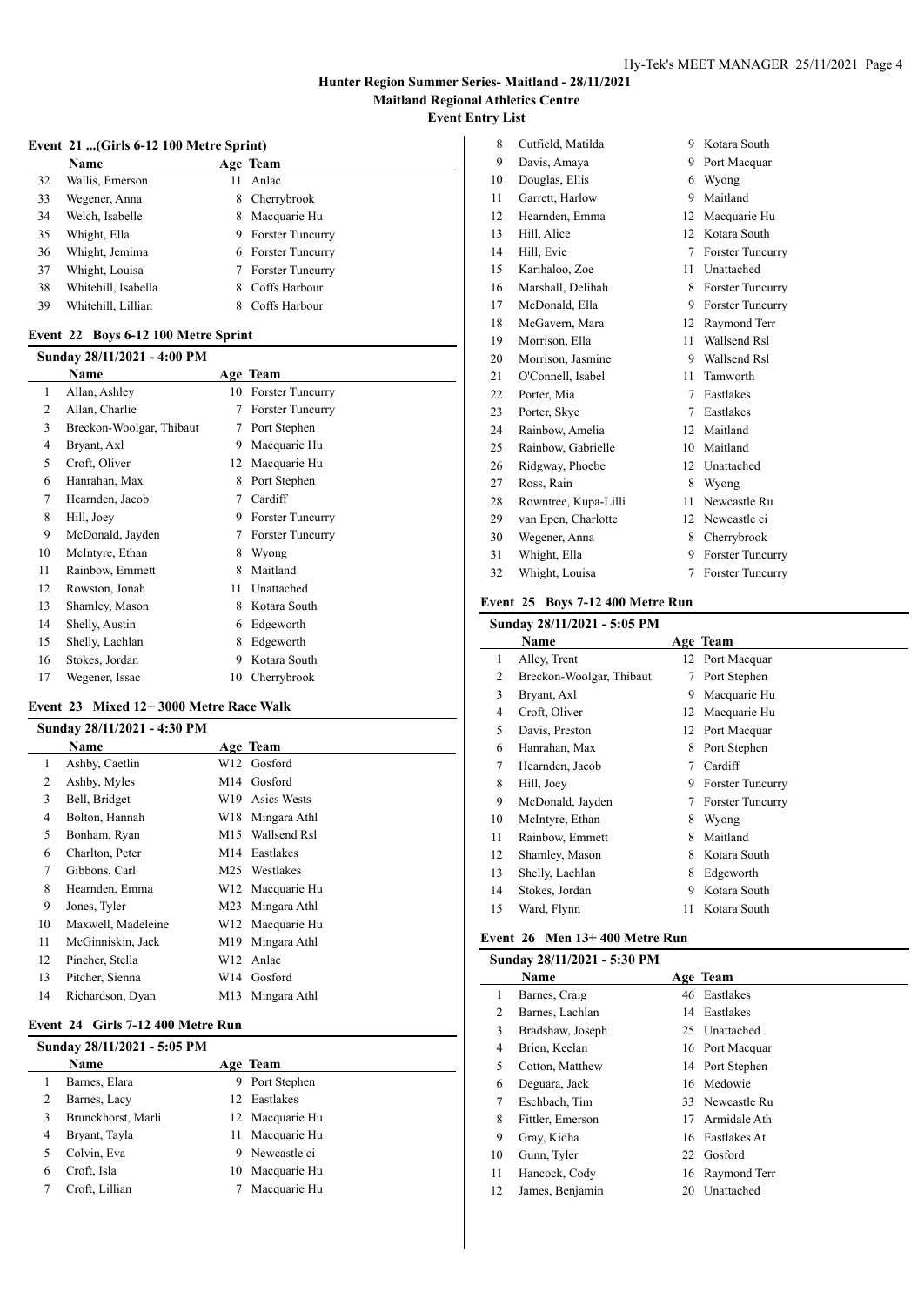# Hunter Region Summer Series- Maitland - 28/11/2021

## Maitland Regional Athletics Centre

### Event Entry List

#### Event 21 ...(Girls 6-12 100 Metre Sprint)

| | Name | Age | Team |
|---|---|---|---|
| 32 | Wallis, Emerson | 11 | Anlac |
| 33 | Wegener, Anna | 8 | Cherrybrook |
| 34 | Welch, Isabelle | 8 | Macquarie Hu |
| 35 | Whight, Ella | 9 | Forster Tuncurry |
| 36 | Whight, Jemima | 6 | Forster Tuncurry |
| 37 | Whight, Louisa | 7 | Forster Tuncurry |
| 38 | Whitehill, Isabella | 8 | Coffs Harbour |
| 39 | Whitehill, Lillian | 8 | Coffs Harbour |

#### Event 22 Boys 6-12 100 Metre Sprint

Sunday 28/11/2021 - 4:00 PM

| | Name | Age | Team |
|---|---|---|---|
| 1 | Allan, Ashley | 10 | Forster Tuncurry |
| 2 | Allan, Charlie | 7 | Forster Tuncurry |
| 3 | Breckon-Woolgar, Thibaut | 7 | Port Stephen |
| 4 | Bryant, Axl | 9 | Macquarie Hu |
| 5 | Croft, Oliver | 12 | Macquarie Hu |
| 6 | Hanrahan, Max | 8 | Port Stephen |
| 7 | Hearnden, Jacob | 7 | Cardiff |
| 8 | Hill, Joey | 9 | Forster Tuncurry |
| 9 | McDonald, Jayden | 7 | Forster Tuncurry |
| 10 | McIntyre, Ethan | 8 | Wyong |
| 11 | Rainbow, Emmett | 8 | Maitland |
| 12 | Rowston, Jonah | 11 | Unattached |
| 13 | Shamley, Mason | 8 | Kotara South |
| 14 | Shelly, Austin | 6 | Edgeworth |
| 15 | Shelly, Lachlan | 8 | Edgeworth |
| 16 | Stokes, Jordan | 9 | Kotara South |
| 17 | Wegener, Issac | 10 | Cherrybrook |

#### Event 23 Mixed 12+ 3000 Metre Race Walk

Sunday 28/11/2021 - 4:30 PM

| | Name | Age | Team |
|---|---|---|---|
| 1 | Ashby, Caetlin | W12 | Gosford |
| 2 | Ashby, Myles | M14 | Gosford |
| 3 | Bell, Bridget | W19 | Asics Wests |
| 4 | Bolton, Hannah | W18 | Mingara Athl |
| 5 | Bonham, Ryan | M15 | Wallsend Rsl |
| 6 | Charlton, Peter | M14 | Eastlakes |
| 7 | Gibbons, Carl | M25 | Westlakes |
| 8 | Hearnden, Emma | W12 | Macquarie Hu |
| 9 | Jones, Tyler | M23 | Mingara Athl |
| 10 | Maxwell, Madeleine | W12 | Macquarie Hu |
| 11 | McGinniskin, Jack | M19 | Mingara Athl |
| 12 | Pincher, Stella | W12 | Anlac |
| 13 | Pitcher, Sienna | W14 | Gosford |
| 14 | Richardson, Dyan | M13 | Mingara Athl |

#### Event 24 Girls 7-12 400 Metre Run

Sunday 28/11/2021 - 5:05 PM

| | Name | Age | Team |
|---|---|---|---|
| 1 | Barnes, Elara | 9 | Port Stephen |
| 2 | Barnes, Lacy | 12 | Eastlakes |
| 3 | Brunckhorst, Marli | 12 | Macquarie Hu |
| 4 | Bryant, Tayla | 11 | Macquarie Hu |
| 5 | Colvin, Eva | 9 | Newcastle ci |
| 6 | Croft, Isla | 10 | Macquarie Hu |
| 7 | Croft, Lillian | 7 | Macquarie Hu |
| 8 | Cutfield, Matilda | 9 | Kotara South |
| 9 | Davis, Amaya | 9 | Port Macquar |
| 10 | Douglas, Ellis | 6 | Wyong |
| 11 | Garrett, Harlow | 9 | Maitland |
| 12 | Hearnden, Emma | 12 | Macquarie Hu |
| 13 | Hill, Alice | 12 | Kotara South |
| 14 | Hill, Evie | 7 | Forster Tuncurry |
| 15 | Karihaloo, Zoe | 11 | Unattached |
| 16 | Marshall, Delilah | 8 | Forster Tuncurry |
| 17 | McDonald, Ella | 9 | Forster Tuncurry |
| 18 | McGavern, Mara | 12 | Raymond Terr |
| 19 | Morrison, Ella | 11 | Wallsend Rsl |
| 20 | Morrison, Jasmine | 9 | Wallsend Rsl |
| 21 | O'Connell, Isabel | 11 | Tamworth |
| 22 | Porter, Mia | 7 | Eastlakes |
| 23 | Porter, Skye | 7 | Eastlakes |
| 24 | Rainbow, Amelia | 12 | Maitland |
| 25 | Rainbow, Gabrielle | 10 | Maitland |
| 26 | Ridgway, Phoebe | 12 | Unattached |
| 27 | Ross, Rain | 8 | Wyong |
| 28 | Rowntree, Kupa-Lilli | 11 | Newcastle Ru |
| 29 | van Epen, Charlotte | 12 | Newcastle ci |
| 30 | Wegener, Anna | 8 | Cherrybrook |
| 31 | Whight, Ella | 9 | Forster Tuncurry |
| 32 | Whight, Louisa | 7 | Forster Tuncurry |

#### Event 25 Boys 7-12 400 Metre Run

Sunday 28/11/2021 - 5:05 PM

| | Name | Age | Team |
|---|---|---|---|
| 1 | Alley, Trent | 12 | Port Macquar |
| 2 | Breckon-Woolgar, Thibaut | 7 | Port Stephen |
| 3 | Bryant, Axl | 9 | Macquarie Hu |
| 4 | Croft, Oliver | 12 | Macquarie Hu |
| 5 | Davis, Preston | 12 | Port Macquar |
| 6 | Hanrahan, Max | 8 | Port Stephen |
| 7 | Hearnden, Jacob | 7 | Cardiff |
| 8 | Hill, Joey | 9 | Forster Tuncurry |
| 9 | McDonald, Jayden | 7 | Forster Tuncurry |
| 10 | McIntyre, Ethan | 8 | Wyong |
| 11 | Rainbow, Emmett | 8 | Maitland |
| 12 | Shamley, Mason | 8 | Kotara South |
| 13 | Shelly, Lachlan | 8 | Edgeworth |
| 14 | Stokes, Jordan | 9 | Kotara South |
| 15 | Ward, Flynn | 11 | Kotara South |

#### Event 26 Men 13+ 400 Metre Run

Sunday 28/11/2021 - 5:30 PM

| | Name | Age | Team |
|---|---|---|---|
| 1 | Barnes, Craig | 46 | Eastlakes |
| 2 | Barnes, Lachlan | 14 | Eastlakes |
| 3 | Bradshaw, Joseph | 25 | Unattached |
| 4 | Brien, Keelan | 16 | Port Macquar |
| 5 | Cotton, Matthew | 14 | Port Stephen |
| 6 | Deguara, Jack | 16 | Medowie |
| 7 | Eschbach, Tim | 33 | Newcastle Ru |
| 8 | Fittler, Emerson | 17 | Armidale Ath |
| 9 | Gray, Kidha | 16 | Eastlakes At |
| 10 | Gunn, Tyler | 22 | Gosford |
| 11 | Hancock, Cody | 16 | Raymond Terr |
| 12 | James, Benjamin | 20 | Unattached |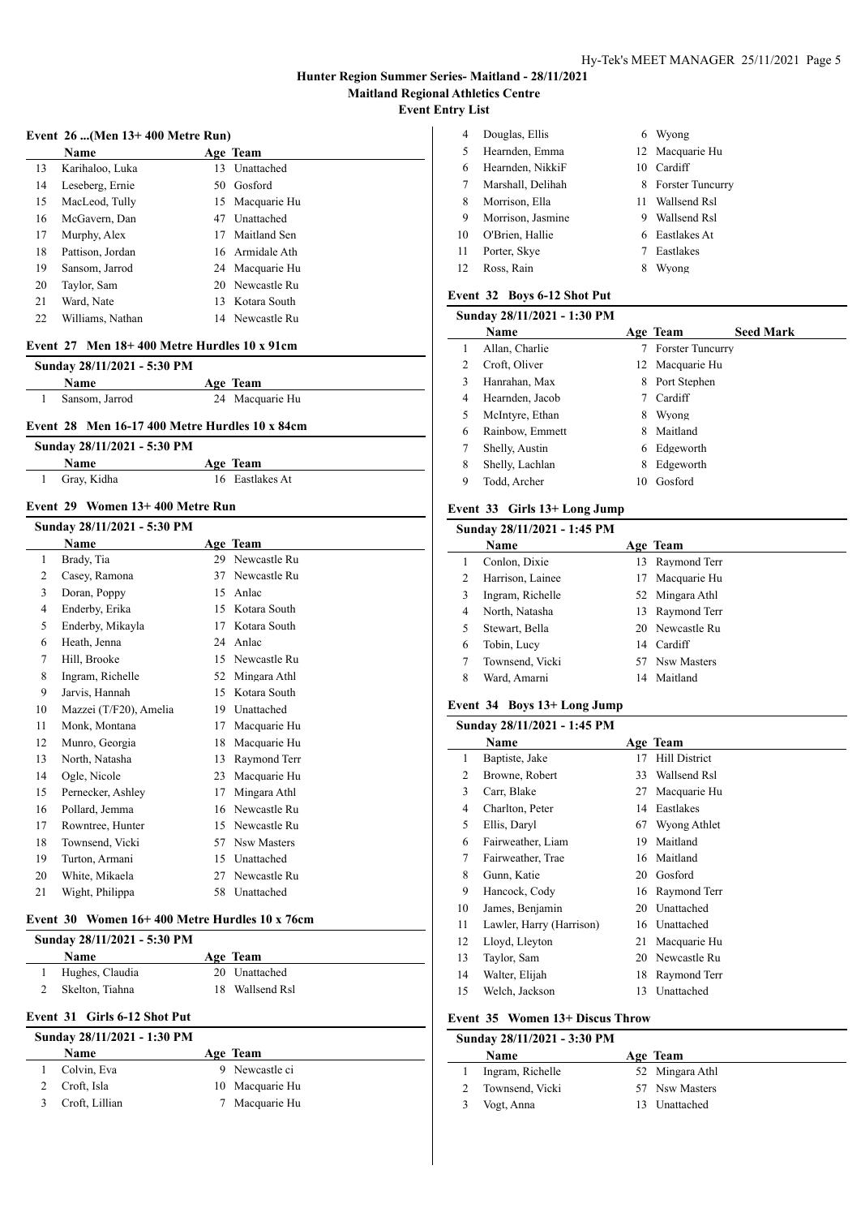# Hunter Region Summer Series- Maitland - 28/11/2021

**Maitland Regional Athletics Centre**

**Event Entry List**

### Event 26 ...(Men 13+ 400 Metre Run)

| | Name | Age | Team |
|---|---|---|---|
| 13 | Karihaloo, Luka | 13 | Unattached |
| 14 | Leseberg, Ernie | 50 | Gosford |
| 15 | MacLeod, Tully | 15 | Macquarie Hu |
| 16 | McGavern, Dan | 47 | Unattached |
| 17 | Murphy, Alex | 17 | Maitland Sen |
| 18 | Pattison, Jordan | 16 | Armidale Ath |
| 19 | Sansom, Jarrod | 24 | Macquarie Hu |
| 20 | Taylor, Sam | 20 | Newcastle Ru |
| 21 | Ward, Nate | 13 | Kotara South |
| 22 | Williams, Nathan | 14 | Newcastle Ru |

### Event 27 Men 18+ 400 Metre Hurdles 10 x 91cm

**Sunday 28/11/2021 - 5:30 PM**

| | Name | Age | Team |
|---|---|---|---|
| 1 | Sansom, Jarrod | 24 | Macquarie Hu |

### Event 28 Men 16-17 400 Metre Hurdles 10 x 84cm

**Sunday 28/11/2021 - 5:30 PM**

| | Name | Age | Team |
|---|---|---|---|
| 1 | Gray, Kidha | 16 | Eastlakes At |

### Event 29 Women 13+ 400 Metre Run

**Sunday 28/11/2021 - 5:30 PM**

| | Name | Age | Team |
|---|---|---|---|
| 1 | Brady, Tia | 29 | Newcastle Ru |
| 2 | Casey, Ramona | 37 | Newcastle Ru |
| 3 | Doran, Poppy | 15 | Anlac |
| 4 | Enderby, Erika | 15 | Kotara South |
| 5 | Enderby, Mikayla | 17 | Kotara South |
| 6 | Heath, Jenna | 24 | Anlac |
| 7 | Hill, Brooke | 15 | Newcastle Ru |
| 8 | Ingram, Richelle | 52 | Mingara Athl |
| 9 | Jarvis, Hannah | 15 | Kotara South |
| 10 | Mazzei (T/F20), Amelia | 19 | Unattached |
| 11 | Monk, Montana | 17 | Macquarie Hu |
| 12 | Munro, Georgia | 18 | Macquarie Hu |
| 13 | North, Natasha | 13 | Raymond Terr |
| 14 | Ogle, Nicole | 23 | Macquarie Hu |
| 15 | Pernecker, Ashley | 17 | Mingara Athl |
| 16 | Pollard, Jemma | 16 | Newcastle Ru |
| 17 | Rowntree, Hunter | 15 | Newcastle Ru |
| 18 | Townsend, Vicki | 57 | Nsw Masters |
| 19 | Turton, Armani | 15 | Unattached |
| 20 | White, Mikaela | 27 | Newcastle Ru |
| 21 | Wight, Philippa | 58 | Unattached |

### Event 30 Women 16+ 400 Metre Hurdles 10 x 76cm

**Sunday 28/11/2021 - 5:30 PM**

| | Name | Age | Team |
|---|---|---|---|
| 1 | Hughes, Claudia | 20 | Unattached |
| 2 | Skelton, Tiahna | 18 | Wallsend Rsl |

### Event 31 Girls 6-12 Shot Put

**Sunday 28/11/2021 - 1:30 PM**

| | Name | Age | Team |
|---|---|---|---|
| 1 | Colvin, Eva | 9 | Newcastle ci |
| 2 | Croft, Isla | 10 | Macquarie Hu |
| 3 | Croft, Lillian | 7 | Macquarie Hu |
| 4 | Douglas, Ellis | 6 | Wyong |
| 5 | Hearnden, Emma | 12 | Macquarie Hu |
| 6 | Hearnden, NikkiF | 10 | Cardiff |
| 7 | Marshall, Delihah | 8 | Forster Tuncurry |
| 8 | Morrison, Ella | 11 | Wallsend Rsl |
| 9 | Morrison, Jasmine | 9 | Wallsend Rsl |
| 10 | O'Brien, Hallie | 6 | Eastlakes At |
| 11 | Porter, Skye | 7 | Eastlakes |
| 12 | Ross, Rain | 8 | Wyong |

### Event 32 Boys 6-12 Shot Put

**Sunday 28/11/2021 - 1:30 PM**

| | Name | Age | Team | Seed Mark |
|---|---|---|---|---|
| 1 | Allan, Charlie | 7 | Forster Tuncurry | |
| 2 | Croft, Oliver | 12 | Macquarie Hu | |
| 3 | Hanrahan, Max | 8 | Port Stephen | |
| 4 | Hearnden, Jacob | 7 | Cardiff | |
| 5 | McIntyre, Ethan | 8 | Wyong | |
| 6 | Rainbow, Emmett | 8 | Maitland | |
| 7 | Shelly, Austin | 6 | Edgeworth | |
| 8 | Shelly, Lachlan | 8 | Edgeworth | |
| 9 | Todd, Archer | 10 | Gosford | |

### Event 33 Girls 13+ Long Jump

**Sunday 28/11/2021 - 1:45 PM**

| | Name | Age | Team |
|---|---|---|---|
| 1 | Conlon, Dixie | 13 | Raymond Terr |
| 2 | Harrison, Lainee | 17 | Macquarie Hu |
| 3 | Ingram, Richelle | 52 | Mingara Athl |
| 4 | North, Natasha | 13 | Raymond Terr |
| 5 | Stewart, Bella | 20 | Newcastle Ru |
| 6 | Tobin, Lucy | 14 | Cardiff |
| 7 | Townsend, Vicki | 57 | Nsw Masters |
| 8 | Ward, Amarni | 14 | Maitland |

### Event 34 Boys 13+ Long Jump

**Sunday 28/11/2021 - 1:45 PM**

| | Name | Age | Team |
|---|---|---|---|
| 1 | Baptiste, Jake | 17 | Hill District |
| 2 | Browne, Robert | 33 | Wallsend Rsl |
| 3 | Carr, Blake | 27 | Macquarie Hu |
| 4 | Charlton, Peter | 14 | Eastlakes |
| 5 | Ellis, Daryl | 67 | Wyong Athlet |
| 6 | Fairweather, Liam | 19 | Maitland |
| 7 | Fairweather, Trae | 16 | Maitland |
| 8 | Gunn, Katie | 20 | Gosford |
| 9 | Hancock, Cody | 16 | Raymond Terr |
| 10 | James, Benjamin | 20 | Unattached |
| 11 | Lawler, Harry (Harrison) | 16 | Unattached |
| 12 | Lloyd, Lleyton | 21 | Macquarie Hu |
| 13 | Taylor, Sam | 20 | Newcastle Ru |
| 14 | Walter, Elijah | 18 | Raymond Terr |
| 15 | Welch, Jackson | 13 | Unattached |

### Event 35 Women 13+ Discus Throw

**Sunday 28/11/2021 - 3:30 PM**

| | Name | Age | Team |
|---|---|---|---|
| 1 | Ingram, Richelle | 52 | Mingara Athl |
| 2 | Townsend, Vicki | 57 | Nsw Masters |
| 3 | Vogt, Anna | 13 | Unattached |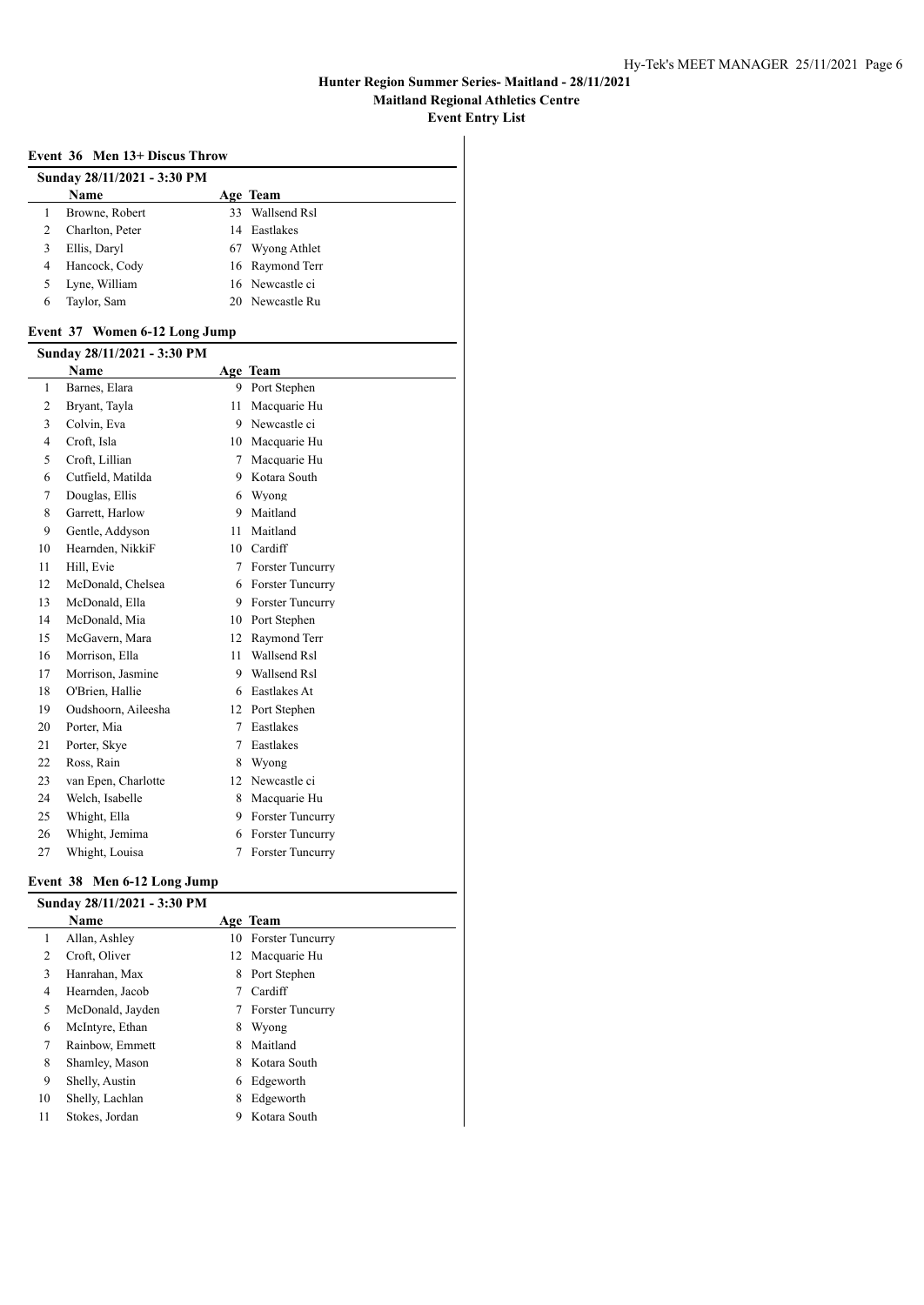# Hunter Region Summer Series- Maitland - 28/11/2021

## Maitland Regional Athletics Centre

### Event Entry List

#### Event 36 Men 13+ Discus Throw

**Sunday 28/11/2021 - 3:30 PM**

| | Name | Age | Team |
|---|---|---|---|
| 1 | Browne, Robert | 33 | Wallsend Rsl |
| 2 | Charlton, Peter | 14 | Eastlakes |
| 3 | Ellis, Daryl | 67 | Wyong Athlet |
| 4 | Hancock, Cody | 16 | Raymond Terr |
| 5 | Lyne, William | 16 | Newcastle ci |
| 6 | Taylor, Sam | 20 | Newcastle Ru |

#### Event 37 Women 6-12 Long Jump

**Sunday 28/11/2021 - 3:30 PM**

| | Name | Age | Team |
|---|---|---|---|
| 1 | Barnes, Elara | 9 | Port Stephen |
| 2 | Bryant, Tayla | 11 | Macquarie Hu |
| 3 | Colvin, Eva | 9 | Newcastle ci |
| 4 | Croft, Isla | 10 | Macquarie Hu |
| 5 | Croft, Lillian | 7 | Macquarie Hu |
| 6 | Cutfield, Matilda | 9 | Kotara South |
| 7 | Douglas, Ellis | 6 | Wyong |
| 8 | Garrett, Harlow | 9 | Maitland |
| 9 | Gentle, Addyson | 11 | Maitland |
| 10 | Hearnden, NikkiF | 10 | Cardiff |
| 11 | Hill, Evie | 7 | Forster Tuncurry |
| 12 | McDonald, Chelsea | 6 | Forster Tuncurry |
| 13 | McDonald, Ella | 9 | Forster Tuncurry |
| 14 | McDonald, Mia | 10 | Port Stephen |
| 15 | McGavern, Mara | 12 | Raymond Terr |
| 16 | Morrison, Ella | 11 | Wallsend Rsl |
| 17 | Morrison, Jasmine | 9 | Wallsend Rsl |
| 18 | O'Brien, Hallie | 6 | Eastlakes At |
| 19 | Oudshoorn, Aileesha | 12 | Port Stephen |
| 20 | Porter, Mia | 7 | Eastlakes |
| 21 | Porter, Skye | 7 | Eastlakes |
| 22 | Ross, Rain | 8 | Wyong |
| 23 | van Epen, Charlotte | 12 | Newcastle ci |
| 24 | Welch, Isabelle | 8 | Macquarie Hu |
| 25 | Whight, Ella | 9 | Forster Tuncurry |
| 26 | Whight, Jemima | 6 | Forster Tuncurry |
| 27 | Whight, Louisa | 7 | Forster Tuncurry |

#### Event 38 Men 6-12 Long Jump

**Sunday 28/11/2021 - 3:30 PM**

| | Name | Age | Team |
|---|---|---|---|
| 1 | Allan, Ashley | 10 | Forster Tuncurry |
| 2 | Croft, Oliver | 12 | Macquarie Hu |
| 3 | Hanrahan, Max | 8 | Port Stephen |
| 4 | Hearnden, Jacob | 7 | Cardiff |
| 5 | McDonald, Jayden | 7 | Forster Tuncurry |
| 6 | McIntyre, Ethan | 8 | Wyong |
| 7 | Rainbow, Emmett | 8 | Maitland |
| 8 | Shamley, Mason | 8 | Kotara South |
| 9 | Shelly, Austin | 6 | Edgeworth |
| 10 | Shelly, Lachlan | 8 | Edgeworth |
| 11 | Stokes, Jordan | 9 | Kotara South |